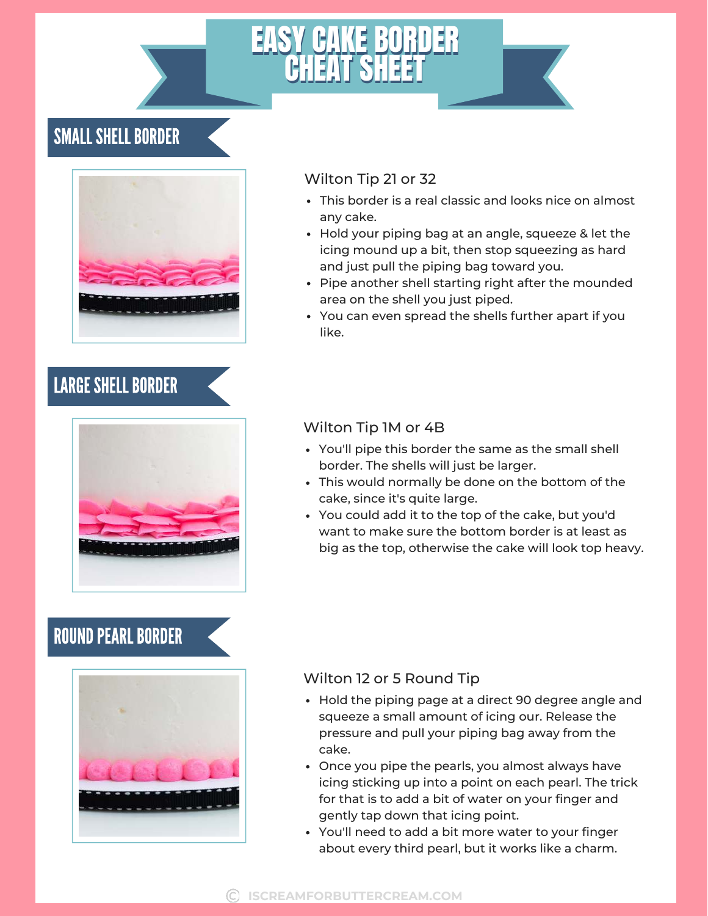# EASY CAKE BORDER CHEAT SHEET

## SMALL SHELL BORDER

Wilton Tip 21 or 32

- This border is a real classic and looks nice on almost any cake.
- Hold your piping bag at an angle, squeeze & let the icing mound up a bit, then stop squeezing as hard and just pull the piping bag toward you.
- Pipe another shell starting right after the mounded area on the shell you just piped.
- You can even spread the shells further apart if you like.

## LARGE SHELL BORDER

Wilton Tip 1M or 4B

- You'll pipe this border the same as the small shell border. The shells will just be larger.
- This would normally be done on the bottom of the cake, since it's quite large.
- You could add it to the top of the cake, but you'd want to make sure the bottom border is at least as big as the top, otherwise the cake will look top heavy.

## ROUND PEARL BORDER

Wilton 12 or 5 Round Tip

- Hold the piping page at a direct 90 degree angle and squeeze a small amount of icing our. Release the pressure and pull your piping bag away from the cake.
- Once you pipe the pearls, you almost always have icing sticking up into a point on each pearl. The trick for that is to add a bit of water on your finger and gently tap down that icing point.
- You'll need to add a bit more water to your finger about every third pearl, but it works like a charm.

© ISCREAMFORBUTTERCREAM.COM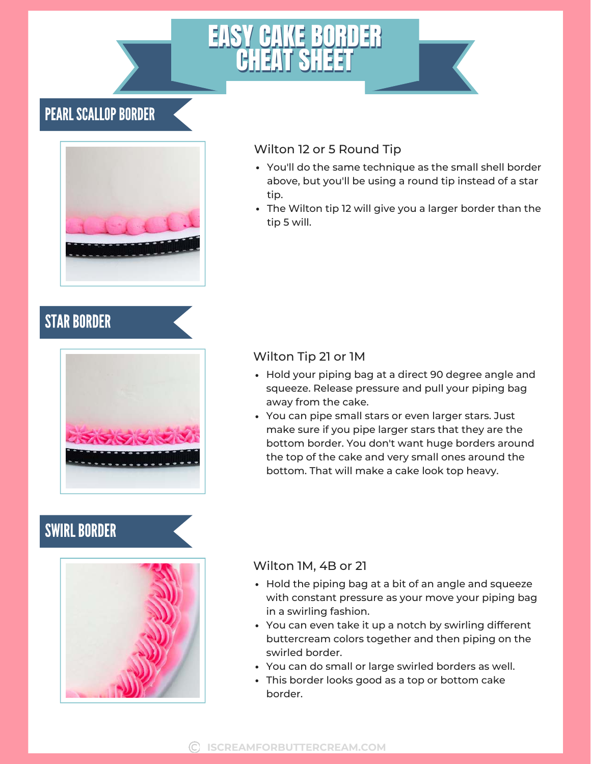# EASY CAKE BORDER CHEAT SHEET

## PEARL SCALLOP BORDER

### Wilton 12 or 5 Round Tip

- You'll do the same technique as the small shell border above, but you'll be using a round tip instead of a star tip.
- The Wilton tip 12 will give you a larger border than the tip 5 will.

## STAR BORDER

### Wilton Tip 21 or 1M

- Hold your piping bag at a direct 90 degree angle and squeeze. Release pressure and pull your piping bag away from the cake.
- You can pipe small stars or even larger stars. Just make sure if you pipe larger stars that they are the bottom border. You don't want huge borders around the top of the cake and very small ones around the bottom. That will make a cake look top heavy.

## SWIRL BORDER

### Wilton 1M, 4B or 21

- Hold the piping bag at a bit of an angle and squeeze with constant pressure as your move your piping bag in a swirling fashion.
- You can even take it up a notch by swirling different buttercream colors together and then piping on the swirled border.
- You can do small or large swirled borders as well.
- This border looks good as a top or bottom cake border.

© ISCREAMFORBUTTERCREAM.COM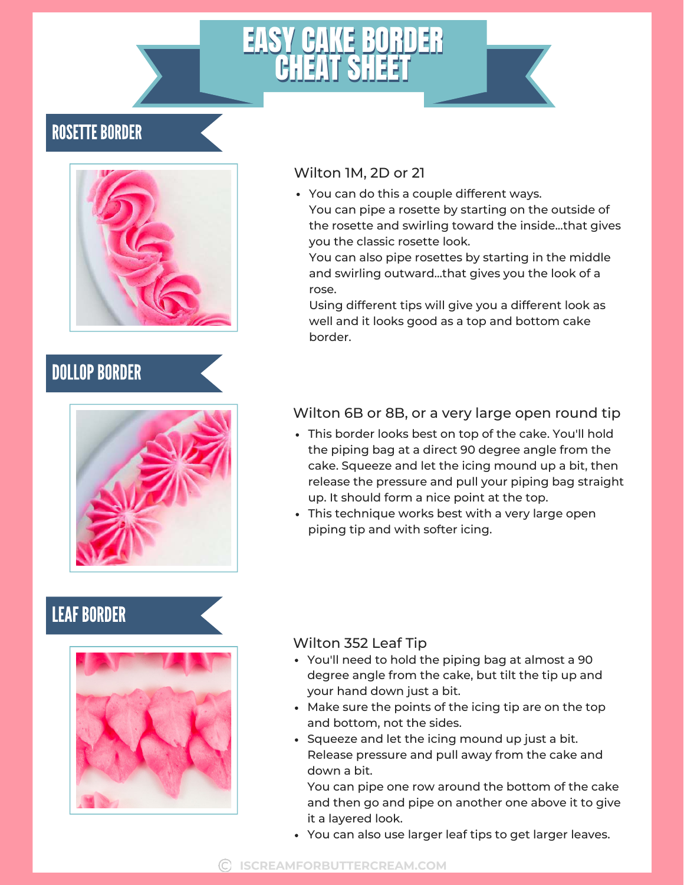# EASY CAKE BORDER CHEAT SHEET

## ROSETTE BORDER

### Wilton 1M, 2D or 21

- You can do this a couple different ways.
  You can pipe a rosette by starting on the outside of the rosette and swirling toward the inside...that gives you the classic rosette look.
  You can also pipe rosettes by starting in the middle and swirling outward...that gives you the look of a rose.
  Using different tips will give you a different look as well and it looks good as a top and bottom cake border.

## DOLLOP BORDER

### Wilton 6B or 8B, or a very large open round tip

- This border looks best on top of the cake. You'll hold the piping bag at a direct 90 degree angle from the cake. Squeeze and let the icing mound up a bit, then release the pressure and pull your piping bag straight up. It should form a nice point at the top.
- This technique works best with a very large open piping tip and with softer icing.

## LEAF BORDER

### Wilton 352 Leaf Tip

- You'll need to hold the piping bag at almost a 90 degree angle from the cake, but tilt the tip up and your hand down just a bit.
- Make sure the points of the icing tip are on the top and bottom, not the sides.
- Squeeze and let the icing mound up just a bit. Release pressure and pull away from the cake and down a bit.
  You can pipe one row around the bottom of the cake and then go and pipe on another one above it to give it a layered look.
- You can also use larger leaf tips to get larger leaves.

© ISCREAMFORBUTTERCREAM.COM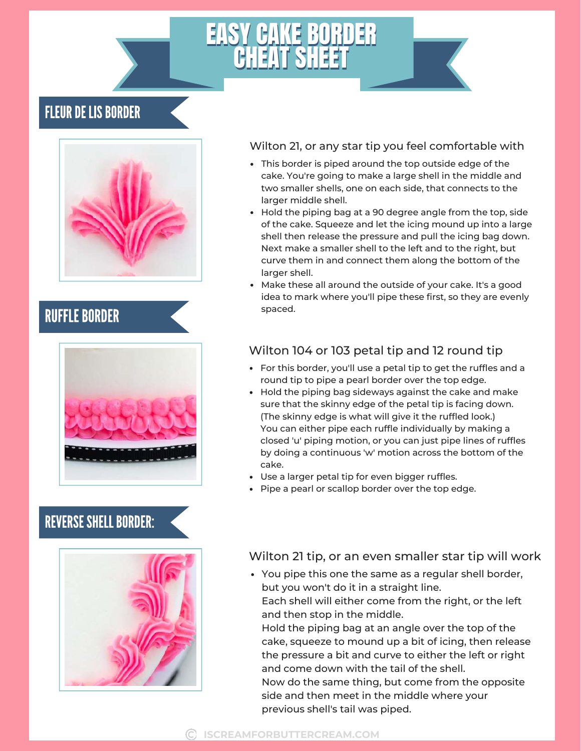# EASY CAKE BORDER CHEAT SHEET

## FLEUR DE LIS BORDER

Wilton 21, or any star tip you feel comfortable with

- This border is piped around the top outside edge of the cake. You're going to make a large shell in the middle and two smaller shells, one on each side, that connects to the larger middle shell.
- Hold the piping bag at a 90 degree angle from the top, side of the cake. Squeeze and let the icing mound up into a large shell then release the pressure and pull the icing bag down. Next make a smaller shell to the left and to the right, but curve them in and connect them along the bottom of the larger shell.
- Make these all around the outside of your cake. It's a good idea to mark where you'll pipe these first, so they are evenly spaced.

## RUFFLE BORDER

Wilton 104 or 103 petal tip and 12 round tip

- For this border, you'll use a petal tip to get the ruffles and a round tip to pipe a pearl border over the top edge.
- Hold the piping bag sideways against the cake and make sure that the skinny edge of the petal tip is facing down. (The skinny edge is what will give it the ruffled look.) You can either pipe each ruffle individually by making a closed 'u' piping motion, or you can just pipe lines of ruffles by doing a continuous 'w' motion across the bottom of the cake.
- Use a larger petal tip for even bigger ruffles.
- Pipe a pearl or scallop border over the top edge.

## REVERSE SHELL BORDER:

Wilton 21 tip, or an even smaller star tip will work

- You pipe this one the same as a regular shell border, but you won't do it in a straight line. Each shell will either come from the right, or the left and then stop in the middle. Hold the piping bag at an angle over the top of the cake, squeeze to mound up a bit of icing, then release the pressure a bit and curve to either the left or right and come down with the tail of the shell. Now do the same thing, but come from the opposite side and then meet in the middle where your previous shell's tail was piped.

© ISCREAMFORBUTTERCREAM.COM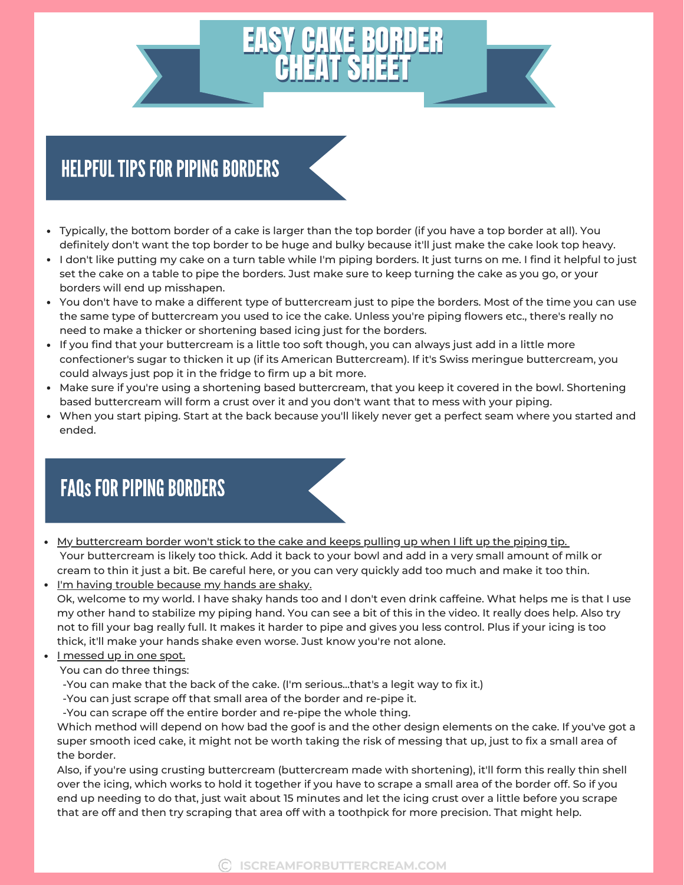# EASY CAKE BORDER CHEAT SHEET

## HELPFUL TIPS FOR PIPING BORDERS

- Typically, the bottom border of a cake is larger than the top border (if you have a top border at all). You definitely don't want the top border to be huge and bulky because it'll just make the cake look top heavy.
- I don't like putting my cake on a turn table while I'm piping borders. It just turns on me. I find it helpful to just set the cake on a table to pipe the borders. Just make sure to keep turning the cake as you go, or your borders will end up misshapen.
- You don't have to make a different type of buttercream just to pipe the borders. Most of the time you can use the same type of buttercream you used to ice the cake. Unless you're piping flowers etc., there's really no need to make a thicker or shortening based icing just for the borders.
- If you find that your buttercream is a little too soft though, you can always just add in a little more confectioner's sugar to thicken it up (if its American Buttercream). If it's Swiss meringue buttercream, you could always just pop it in the fridge to firm up a bit more.
- Make sure if you're using a shortening based buttercream, that you keep it covered in the bowl. Shortening based buttercream will form a crust over it and you don't want that to mess with your piping.
- When you start piping. Start at the back because you'll likely never get a perfect seam where you started and ended.

## FAQs FOR PIPING BORDERS

- My buttercream border won't stick to the cake and keeps pulling up when I lift up the piping tip.
  Your buttercream is likely too thick. Add it back to your bowl and add in a very small amount of milk or cream to thin it just a bit. Be careful here, or you can very quickly add too much and make it too thin.
- I'm having trouble because my hands are shaky.
  Ok, welcome to my world. I have shaky hands too and I don't even drink caffeine. What helps me is that I use my other hand to stabilize my piping hand. You can see a bit of this in the video. It really does help. Also try not to fill your bag really full. It makes it harder to pipe and gives you less control. Plus if your icing is too thick, it'll make your hands shake even worse. Just know you're not alone.
- I messed up in one spot.
  You can do three things:
  -You can make that the back of the cake. (I'm serious...that's a legit way to fix it.)
  -You can just scrape off that small area of the border and re-pipe it.
  -You can scrape off the entire border and re-pipe the whole thing.
  Which method will depend on how bad the goof is and the other design elements on the cake. If you've got a super smooth iced cake, it might not be worth taking the risk of messing that up, just to fix a small area of the border.
  Also, if you're using crusting buttercream (buttercream made with shortening), it'll form this really thin shell over the icing, which works to hold it together if you have to scrape a small area of the border off. So if you end up needing to do that, just wait about 15 minutes and let the icing crust over a little before you scrape that are off and then try scraping that area off with a toothpick for more precision. That might help.

© ISCREAMFORBUTTERCREAM.COM